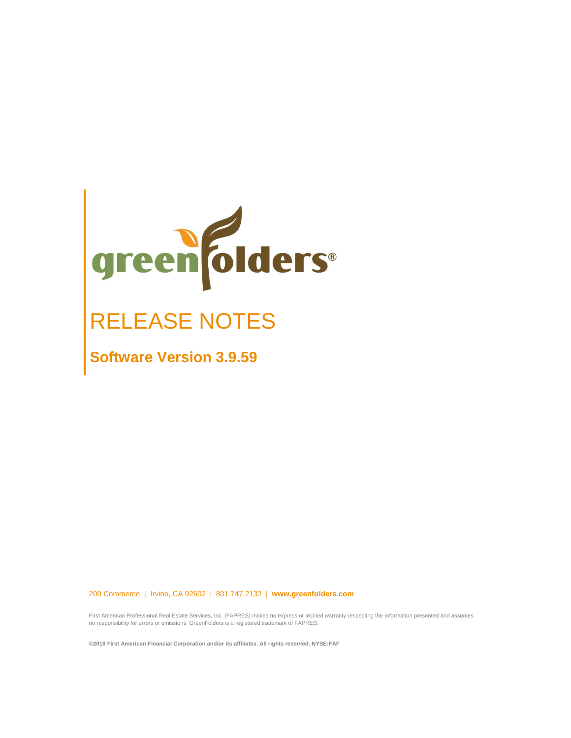greenfolders®

# RELEASE NOTES

## Software Version 3.9.59

200 Commerce | Irvine, CA 92602 | 801.747.2132 | **www.greenfolders.com**

First American Professional Real Estate Services, Inc. (FAPRES) makes no express or implied warranty respecting the information presented and assumes no responsibility for errors or omissions. GreenFolders is a registered trademark of FAPRES.

**©2018 First American Financial Corporation and/or its affiliates. All rights reserved. NYSE:FAF**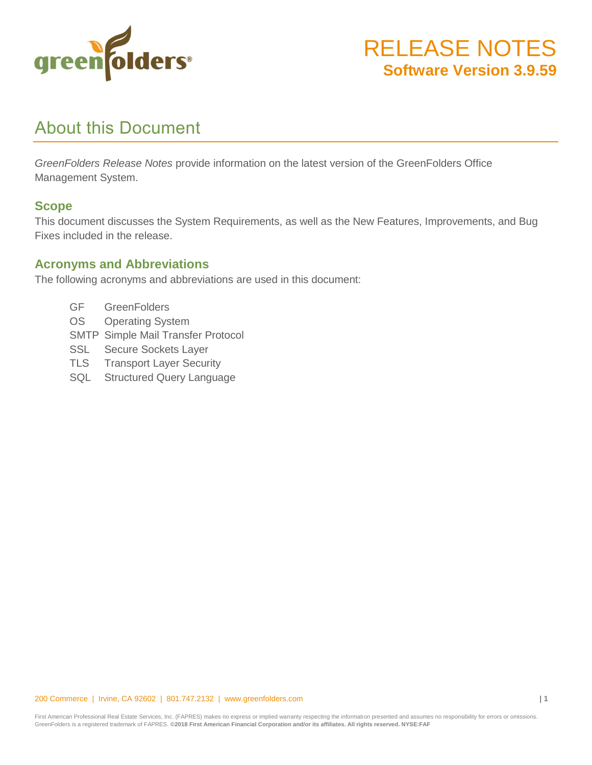# RELEASE NOTES

## Software Version 3.9.59

## About this Document

*GreenFolders Release Notes* provide information on the latest version of the GreenFolders Office Management System.

### Scope

This document discusses the System Requirements, as well as the New Features, Improvements, and Bug Fixes included in the release.

### Acronyms and Abbreviations

The following acronyms and abbreviations are used in this document:

| | |
|---|---|
| GF | GreenFolders |
| OS | Operating System |
| SMTP | Simple Mail Transfer Protocol |
| SSL | Secure Sockets Layer |
| TLS | Transport Layer Security |
| SQL | Structured Query Language |

200 Commerce | Irvine, CA 92602 | 801.747.2132 | www.greenfolders.com

First American Professional Real Estate Services, Inc. (FAPRES) makes no express or implied warranty respecting the information presented and assumes no responsibility for errors or omissions. GreenFolders is a registered trademark of FAPRES. **©2018 First American Financial Corporation and/or its affiliates. All rights reserved. NYSE:FAF**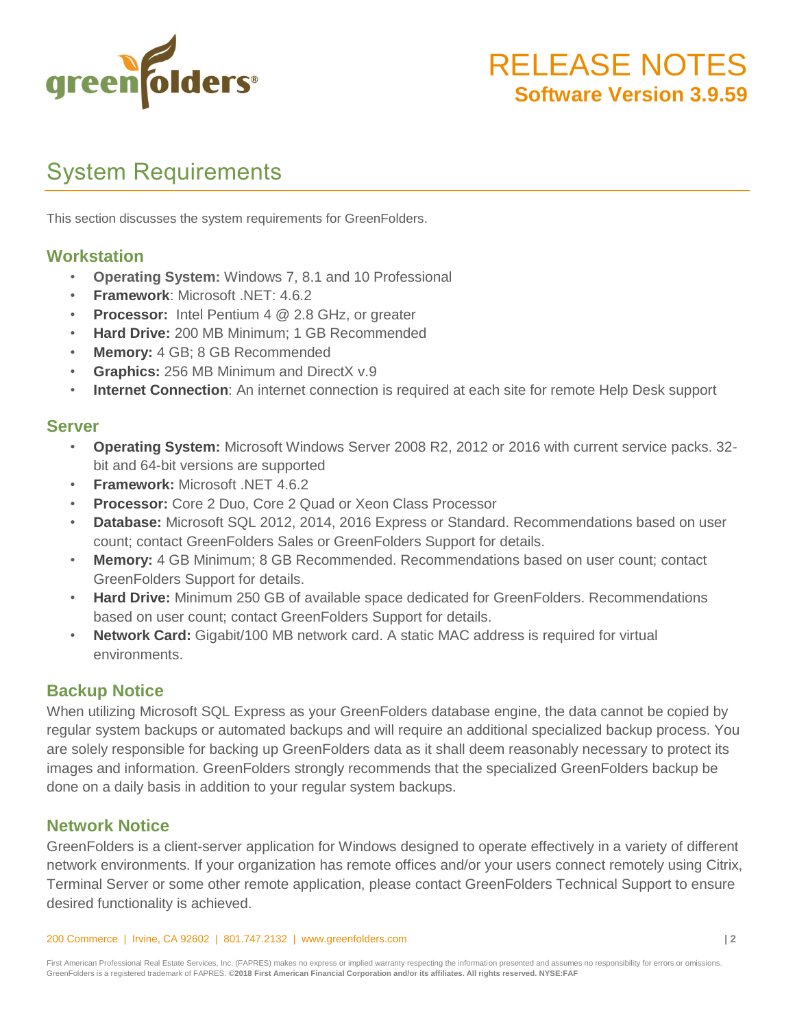# RELEASE NOTES
**Software Version 3.9.59**

## System Requirements

This section discusses the system requirements for GreenFolders.

### Workstation

- **Operating System:** Windows 7, 8.1 and 10 Professional
- **Framework**: Microsoft .NET: 4.6.2
- **Processor:** Intel Pentium 4 @ 2.8 GHz, or greater
- **Hard Drive:** 200 MB Minimum; 1 GB Recommended
- **Memory:** 4 GB; 8 GB Recommended
- **Graphics:** 256 MB Minimum and DirectX v.9
- **Internet Connection**: An internet connection is required at each site for remote Help Desk support

### Server

- **Operating System:** Microsoft Windows Server 2008 R2, 2012 or 2016 with current service packs. 32-bit and 64-bit versions are supported
- **Framework:** Microsoft .NET 4.6.2
- **Processor:** Core 2 Duo, Core 2 Quad or Xeon Class Processor
- **Database:** Microsoft SQL 2012, 2014, 2016 Express or Standard. Recommendations based on user count; contact GreenFolders Sales or GreenFolders Support for details.
- **Memory:** 4 GB Minimum; 8 GB Recommended. Recommendations based on user count; contact GreenFolders Support for details.
- **Hard Drive:** Minimum 250 GB of available space dedicated for GreenFolders. Recommendations based on user count; contact GreenFolders Support for details.
- **Network Card:** Gigabit/100 MB network card. A static MAC address is required for virtual environments.

### Backup Notice

When utilizing Microsoft SQL Express as your GreenFolders database engine, the data cannot be copied by regular system backups or automated backups and will require an additional specialized backup process. You are solely responsible for backing up GreenFolders data as it shall deem reasonably necessary to protect its images and information. GreenFolders strongly recommends that the specialized GreenFolders backup be done on a daily basis in addition to your regular system backups.

### Network Notice

GreenFolders is a client-server application for Windows designed to operate effectively in a variety of different network environments. If your organization has remote offices and/or your users connect remotely using Citrix, Terminal Server or some other remote application, please contact GreenFolders Technical Support to ensure desired functionality is achieved.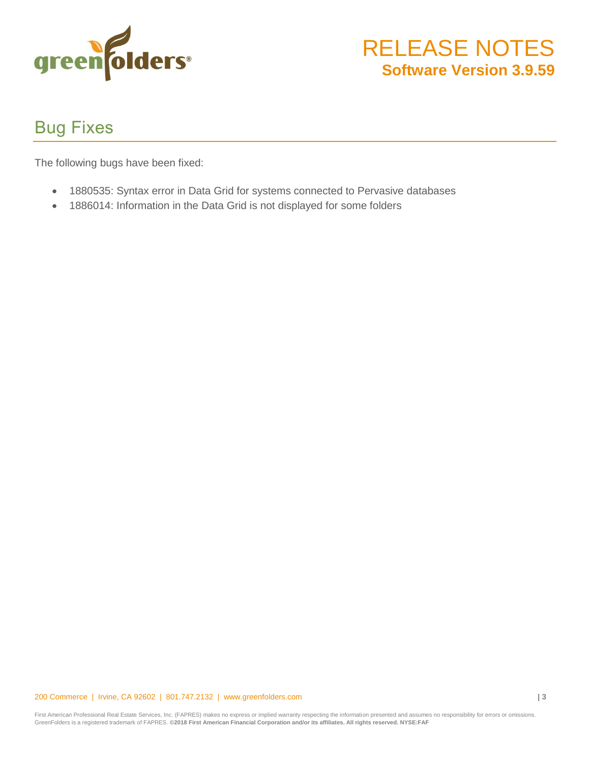## Bug Fixes

The following bugs have been fixed:

- 1880535: Syntax error in Data Grid for systems connected to Pervasive databases
- 1886014: Information in the Data Grid is not displayed for some folders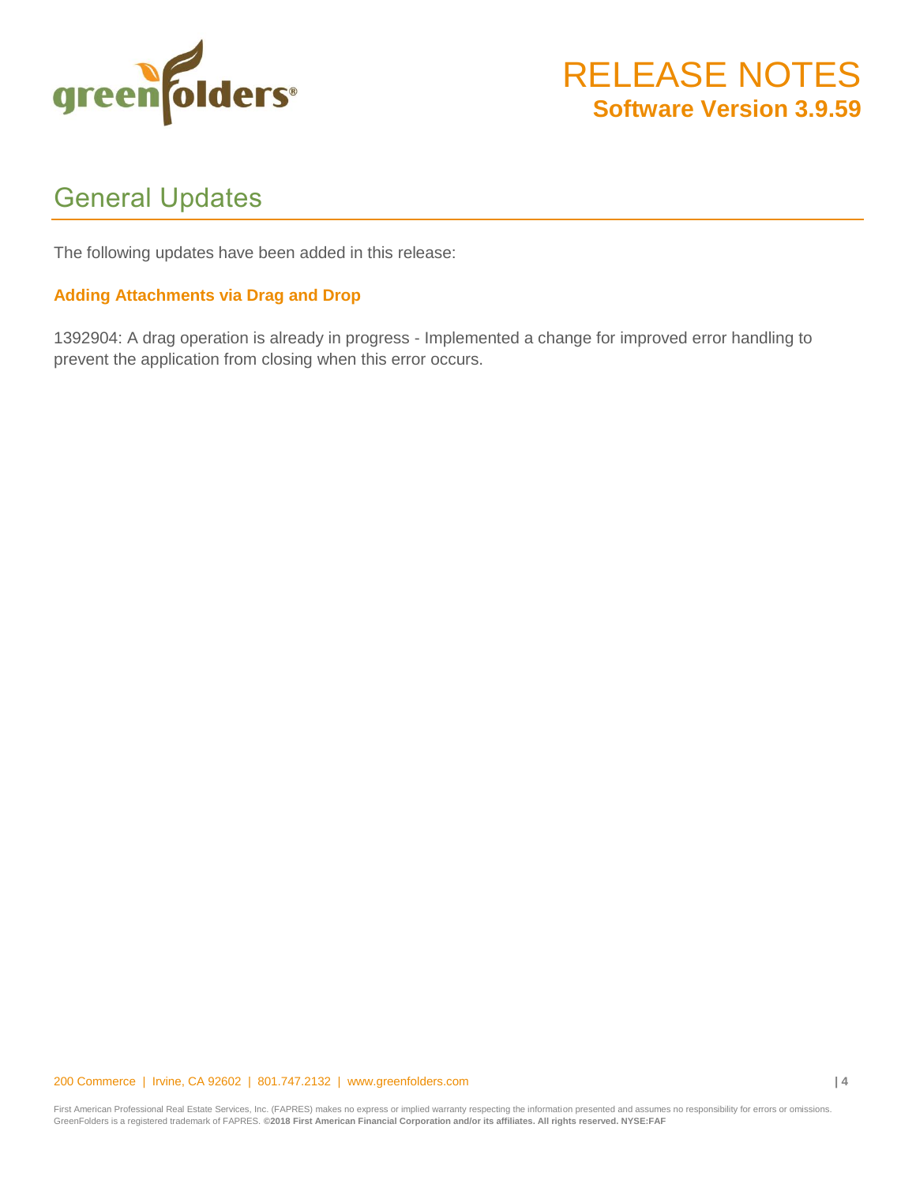# RELEASE NOTES
**Software Version 3.9.59**

## General Updates

The following updates have been added in this release:

### Adding Attachments via Drag and Drop

1392904: A drag operation is already in progress - Implemented a change for improved error handling to prevent the application from closing when this error occurs.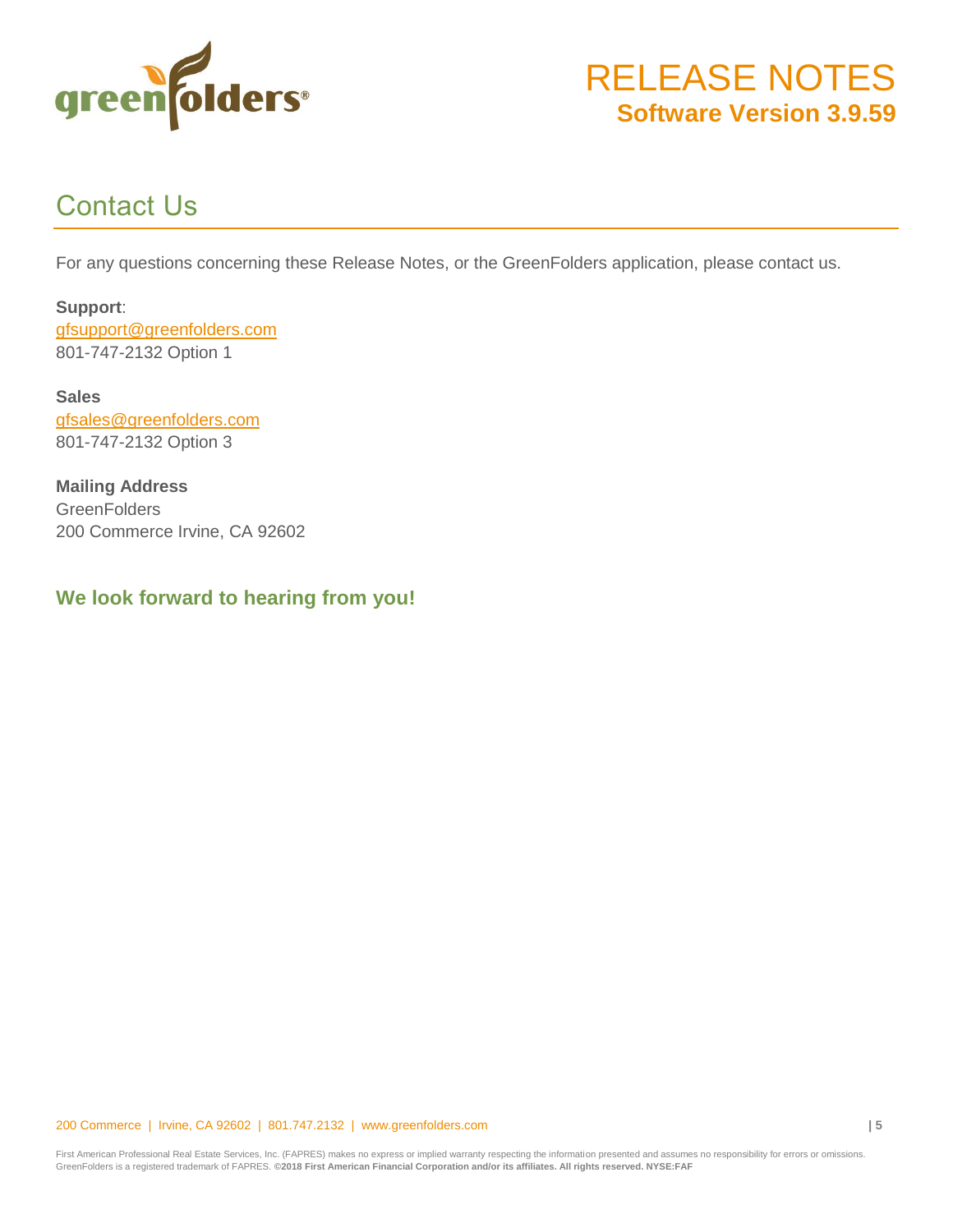# Contact Us

For any questions concerning these Release Notes, or the GreenFolders application, please contact us.

**Support**:
gfsupport@greenfolders.com
801-747-2132 Option 1

**Sales**
gfsales@greenfolders.com
801-747-2132 Option 3

**Mailing Address**
GreenFolders
200 Commerce Irvine, CA 92602

**We look forward to hearing from you!**